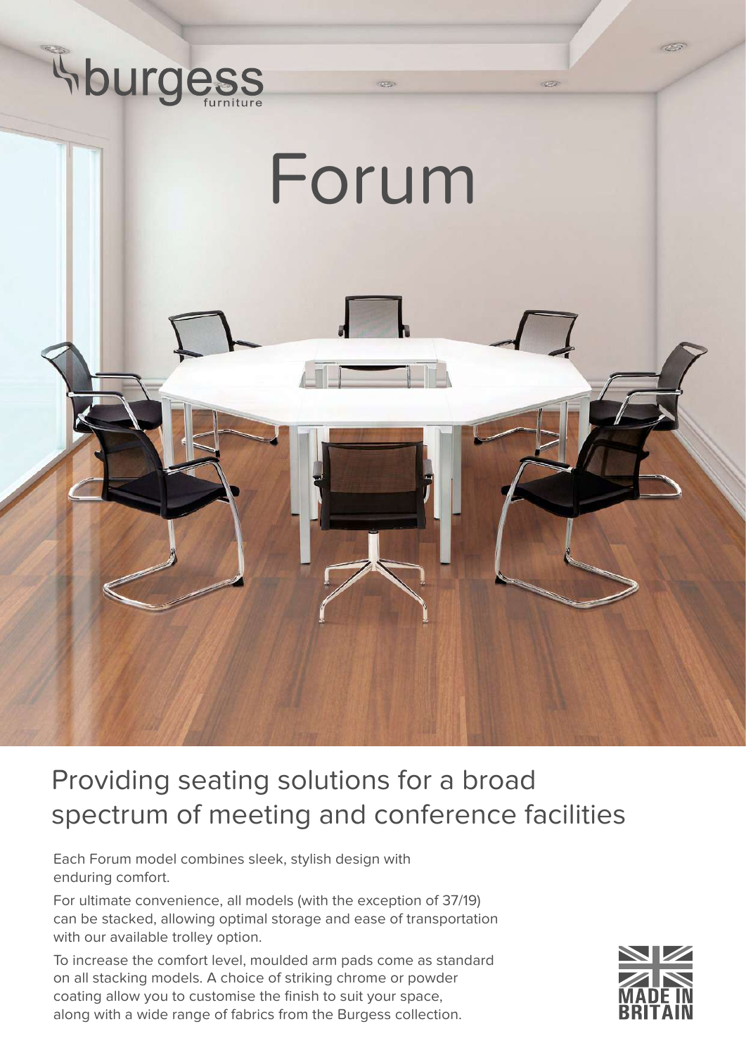burgess furniture

# Forum

## Providing seating solutions for a broad spectrum of meeting and conference facilities

Each Forum model combines sleek, stylish design with enduring comfort.

For ultimate convenience, all models (with the exception of 37/19) can be stacked, allowing optimal storage and ease of transportation with our available trolley option.

To increase the comfort level, moulded arm pads come as standard on all stacking models. A choice of striking chrome or powder coating allow you to customise the finish to suit your space, along with a wide range of fabrics from the Burgess collection.

MADE IN BRITAIN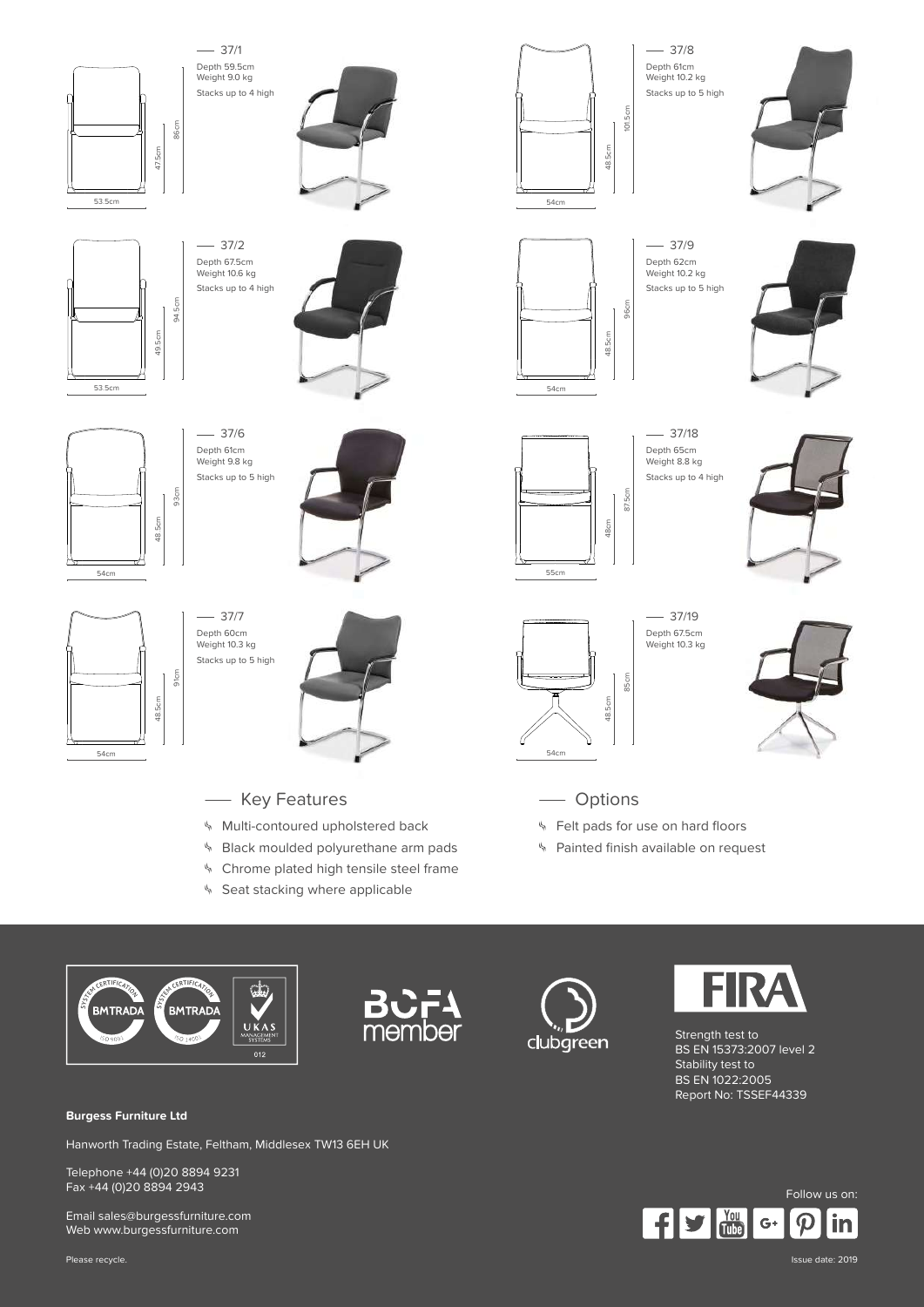## 37/1

Depth 59.5cm
Weight 9.0 kg
Stacks up to 4 high

53.5cm
47.5cm
86cm

## 37/2

Depth 67.5cm
Weight 10.6 kg
Stacks up to 4 high

53.5cm
49.5cm
94.5cm

## 37/6

Depth 61cm
Weight 9.8 kg
Stacks up to 5 high

54cm
48.5cm
93cm

## 37/7

Depth 60cm
Weight 10.3 kg
Stacks up to 5 high

54cm
48.5cm
91cm

## 37/8

Depth 61cm
Weight 10.2 kg
Stacks up to 5 high

54cm
48.5cm
101.5cm

## 37/9

Depth 62cm
Weight 10.2 kg
Stacks up to 5 high

54cm
48.5cm
96cm

## 37/18

Depth 65cm
Weight 8.8 kg
Stacks up to 4 high

55cm
48cm
87.5cm

## 37/19

Depth 67.5cm
Weight 10.3 kg

54cm
48.5cm
85cm

## Key Features

- Multi-contoured upholstered back
- Black moulded polyurethane arm pads
- Chrome plated high tensile steel frame
- Seat stacking where applicable

## Options

- Felt pads for use on hard floors
- Painted finish available on request

BMTRADA System Certification ISO 9001
BMTRADA System Certification ISO 14001
UKAS Management Systems 012

BCFA member

clubgreen

FIRA

Strength test to
BS EN 15373:2007 level 2
Stability test to
BS EN 1022:2005
Report No: TSSEF44339

**Burgess Furniture Ltd**

Hanworth Trading Estate, Feltham, Middlesex TW13 6EH UK

Telephone +44 (0)20 8894 9231
Fax +44 (0)20 8894 2943

Email sales@burgessfurniture.com
Web www.burgessfurniture.com

Follow us on:

Please recycle.

Issue date: 2019